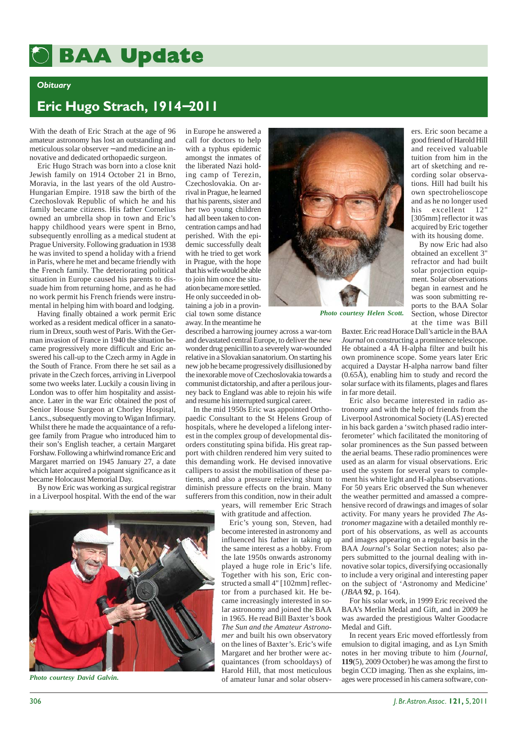# BAA Update

*Obituary*

## Eric Hugo Strach, 1914–2011

With the death of Eric Strach at the age of 96 amateur astronomy has lost an outstanding and meticulous solar observer – and medicine an innovative and dedicated orthopaedic surgeon.

Eric Hugo Strach was born into a close knit Jewish family on 1914 October 21 in Brno, Moravia, in the last years of the old Austro-Hungarian Empire. 1918 saw the birth of the Czechoslovak Republic of which he and his family became citizens. His father Cornelius owned an umbrella shop in town and Eric's happy childhood years were spent in Brno, subsequently enrolling as a medical student at Prague University. Following graduation in 1938 he was invited to spend a holiday with a friend in Paris, where he met and became friendly with the French family. The deteriorating political situation in Europe caused his parents to dissuade him from returning home, and as he had no work permit his French friends were instrumental in helping him with board and lodging.

Having finally obtained a work permit Eric worked as a resident medical officer in a sanatorium in Dreux, south west of Paris. With the German invasion of France in 1940 the situation became progressively more difficult and Eric answered his call-up to the Czech army in Agde in the South of France. From there he set sail as a private in the Czech forces, arriving in Liverpool some two weeks later. Luckily a cousin living in London was to offer him hospitality and assistance. Later in the war Eric obtained the post of Senior House Surgeon at Chorley Hospital, Lancs., subsequently moving to Wigan Infirmary. Whilst there he made the acquaintance of a refugee family from Prague who introduced him to their son's English teacher, a certain Margaret Forshaw. Following a whirlwind romance Eric and Margaret married on 1945 January 27, a date which later acquired a poignant significance as it became Holocaust Memorial Day.

By now Eric was working as surgical registrar in a Liverpool hospital. With the end of the war in Europe he answered a call for doctors to help with a typhus epidemic amongst the inmates of the liberated Nazi holding camp of Terezin, Czechoslovakia. On arrival in Prague, he learned that his parents, sister and her two young children had all been taken to concentration camps and had perished. With the epidemic successfully dealt with he tried to get work in Prague, with the hope that his wife would be able to join him once the situation became more settled. He only succeeded in obtaining a job in a provincial town some distance away. In the meantime he described a harrowing journey across a war-torn and devastated central Europe, to deliver the new wonder drug penicillin to a severely war-wounded relative in a Slovakian sanatorium. On starting his new job he became progressively disillusioned by the inexorable move of Czechoslovakia towards a communist dictatorship, and after a perilous journey back to England was able to rejoin his wife and resume his interrupted surgical career.

In the mid 1950s Eric was appointed Orthopaedic Consultant to the St Helens Group of hospitals, where he developed a lifelong interest in the complex group of developmental disorders constituting spina bifida. His great rapport with children rendered him very suited to this demanding work. He devised innovative callipers to assist the mobilisation of these patients, and also a pressure relieving shunt to diminish pressure effects on the brain. Many sufferers from this condition, now in their adult years, will remember Eric Strach with gratitude and affection.

*Photo courtesy Helen Scott.*

*Photo courtesy David Galvin.*

Eric's young son, Steven, had become interested in astronomy and influenced his father in taking up the same interest as a hobby. From the late 1950s onwards astronomy played a huge role in Eric's life. Together with his son, Eric constructed a small 4" [102mm] reflector from a purchased kit. He became increasingly interested in solar astronomy and joined the BAA in 1965. He read Bill Baxter's book *The Sun and the Amateur Astronomer* and built his own observatory on the lines of Baxter's. Eric's wife Margaret and her brother were acquaintances (from schooldays) of Harold Hill, that most meticulous of amateur lunar and solar observers. Eric soon became a good friend of Harold Hill and received valuable tuition from him in the art of sketching and recording solar observations. Hill had built his own spectrohelioscope and as he no longer used his excellent 12" [305mm] reflector it was acquired by Eric together with its housing dome.

By now Eric had also obtained an excellent 3" refractor and had built solar projection equipment. Solar observations began in earnest and he was soon submitting reports to the BAA Solar Section, whose Director at the time was Bill Baxter. Eric read Horace Dall's article in the BAA *Journal* on constructing a prominence telescope. He obtained a 4Å H-alpha filter and built his own prominence scope. Some years later Eric acquired a Daystar H-alpha narrow band filter (0.65Å), enabling him to study and record the solar surface with its filaments, plages and flares in far more detail.

Eric also became interested in radio astronomy and with the help of friends from the Liverpool Astronomical Society (LAS) erected in his back garden a 'switch phased radio interferometer' which facilitated the monitoring of solar prominences as the Sun passed between the aerial beams. These radio prominences were used as an alarm for visual observations. Eric used the system for several years to complement his white light and H-alpha observations. For 50 years Eric observed the Sun whenever the weather permitted and amassed a comprehensive record of drawings and images of solar activity. For many years he provided *The Astronomer* magazine with a detailed monthly report of his observations, as well as accounts and images appearing on a regular basis in the BAA *Journal*'s Solar Section notes; also papers submitted to the journal dealing with innovative solar topics, diversifying occasionally to include a very original and interesting paper on the subject of 'Astronomy and Medicine' (*JBAA* **92**, p. 164).

For his solar work, in 1999 Eric received the BAA's Merlin Medal and Gift, and in 2009 he was awarded the prestigious Walter Goodacre Medal and Gift.

In recent years Eric moved effortlessly from emulsion to digital imaging, and as Lyn Smith notes in her moving tribute to him (*Journal*, **119**(5), 2009 October) he was among the first to begin CCD imaging. Then as she explains, images were processed in his camera software, con-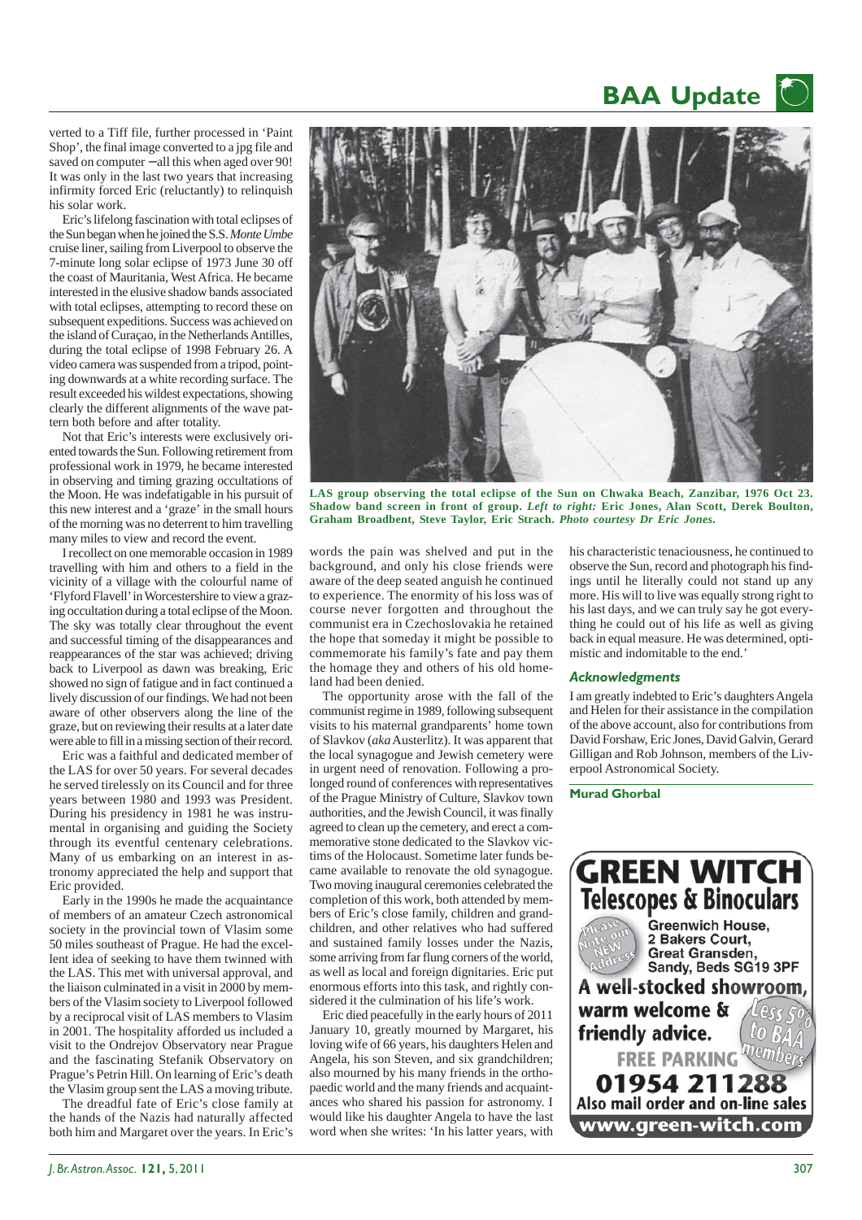verted to a Tiff file, further processed in 'Paint Shop', the final image converted to a jpg file and saved on computer – all this when aged over 90! It was only in the last two years that increasing infirmity forced Eric (reluctantly) to relinquish his solar work.

Eric's lifelong fascination with total eclipses of the Sun began when he joined the S.S. *Monte Umbe* cruise liner, sailing from Liverpool to observe the 7-minute long solar eclipse of 1973 June 30 off the coast of Mauritania, West Africa. He became interested in the elusive shadow bands associated with total eclipses, attempting to record these on subsequent expeditions. Success was achieved on the island of Curaçao, in the Netherlands Antilles, during the total eclipse of 1998 February 26. A video camera was suspended from a tripod, pointing downwards at a white recording surface. The result exceeded his wildest expectations, showing clearly the different alignments of the wave pattern both before and after totality.

Not that Eric's interests were exclusively oriented towards the Sun. Following retirement from professional work in 1979, he became interested in observing and timing grazing occultations of the Moon. He was indefatigable in his pursuit of this new interest and a 'graze' in the small hours of the morning was no deterrent to him travelling many miles to view and record the event.

I recollect on one memorable occasion in 1989 travelling with him and others to a field in the vicinity of a village with the colourful name of 'Flyford Flavell' in Worcestershire to view a grazing occultation during a total eclipse of the Moon. The sky was totally clear throughout the event and successful timing of the disappearances and reappearances of the star was achieved; driving back to Liverpool as dawn was breaking, Eric showed no sign of fatigue and in fact continued a lively discussion of our findings. We had not been aware of other observers along the line of the graze, but on reviewing their results at a later date were able to fill in a missing section of their record.

Eric was a faithful and dedicated member of the LAS for over 50 years. For several decades he served tirelessly on its Council and for three years between 1980 and 1993 was President. During his presidency in 1981 he was instrumental in organising and guiding the Society through its eventful centenary celebrations. Many of us embarking on an interest in astronomy appreciated the help and support that Eric provided.

Early in the 1990s he made the acquaintance of members of an amateur Czech astronomical society in the provincial town of Vlasim some 50 miles southeast of Prague. He had the excellent idea of seeking to have them twinned with the LAS. This met with universal approval, and the liaison culminated in a visit in 2000 by members of the Vlasim society to Liverpool followed by a reciprocal visit of LAS members to Vlasim in 2001. The hospitality afforded us included a visit to the Ondrejov Observatory near Prague and the fascinating Stefanik Observatory on Prague's Petrin Hill. On learning of Eric's death the Vlasim group sent the LAS a moving tribute.

The dreadful fate of Eric's close family at the hands of the Nazis had naturally affected both him and Margaret over the years. In Eric's words the pain was shelved and put in the background, and only his close friends were aware of the deep seated anguish he continued to experience. The enormity of his loss was of course never forgotten and throughout the communist era in Czechoslovakia he retained the hope that someday it might be possible to commemorate his family's fate and pay them the homage they and others of his old homeland had been denied.

**LAS group observing the total eclipse of the Sun on Chwaka Beach, Zanzibar, 1976 Oct 23. Shadow band screen in front of group.** ***Left to right:*** **Eric Jones, Alan Scott, Derek Boulton, Graham Broadbent, Steve Taylor, Eric Strach.** ***Photo courtesy Dr Eric Jones.***

The opportunity arose with the fall of the communist regime in 1989, following subsequent visits to his maternal grandparents' home town of Slavkov (*aka* Austerlitz). It was apparent that the local synagogue and Jewish cemetery were in urgent need of renovation. Following a prolonged round of conferences with representatives of the Prague Ministry of Culture, Slavkov town authorities, and the Jewish Council, it was finally agreed to clean up the cemetery, and erect a commemorative stone dedicated to the Slavkov victims of the Holocaust. Sometime later funds became available to renovate the old synagogue. Two moving inaugural ceremonies celebrated the completion of this work, both attended by members of Eric's close family, children and grandchildren, and other relatives who had suffered and sustained family losses under the Nazis, some arriving from far flung corners of the world, as well as local and foreign dignitaries. Eric put enormous efforts into this task, and rightly considered it the culmination of his life's work.

Eric died peacefully in the early hours of 2011 January 10, greatly mourned by Margaret, his loving wife of 66 years, his daughters Helen and Angela, his son Steven, and six grandchildren; also mourned by his many friends in the orthopaedic world and the many friends and acquaintances who shared his passion for astronomy. I would like his daughter Angela to have the last word when she writes: 'In his latter years, with his characteristic tenaciousness, he continued to observe the Sun, record and photograph his findings until he literally could not stand up any more. His will to live was equally strong right to his last days, and we can truly say he got everything he could out of his life as well as giving back in equal measure. He was determined, optimistic and indomitable to the end.'

### Acknowledgments

I am greatly indebted to Eric's daughters Angela and Helen for their assistance in the compilation of the above account, also for contributions from David Forshaw, Eric Jones, David Galvin, Gerard Gilligan and Rob Johnson, members of the Liverpool Astronomical Society.

**Murad Ghorbal**

**GREEN WITCH**
**Telescopes & Binoculars**

Please Note our NEW Address

Greenwich House,
2 Bakers Court,
Great Gransden,
Sandy, Beds SG19 3PF

A well-stocked showroom, warm welcome & friendly advice.

Less 5% to BAA members

FREE PARKING

01954 211288

Also mail order and on-line sales

www.green-witch.com